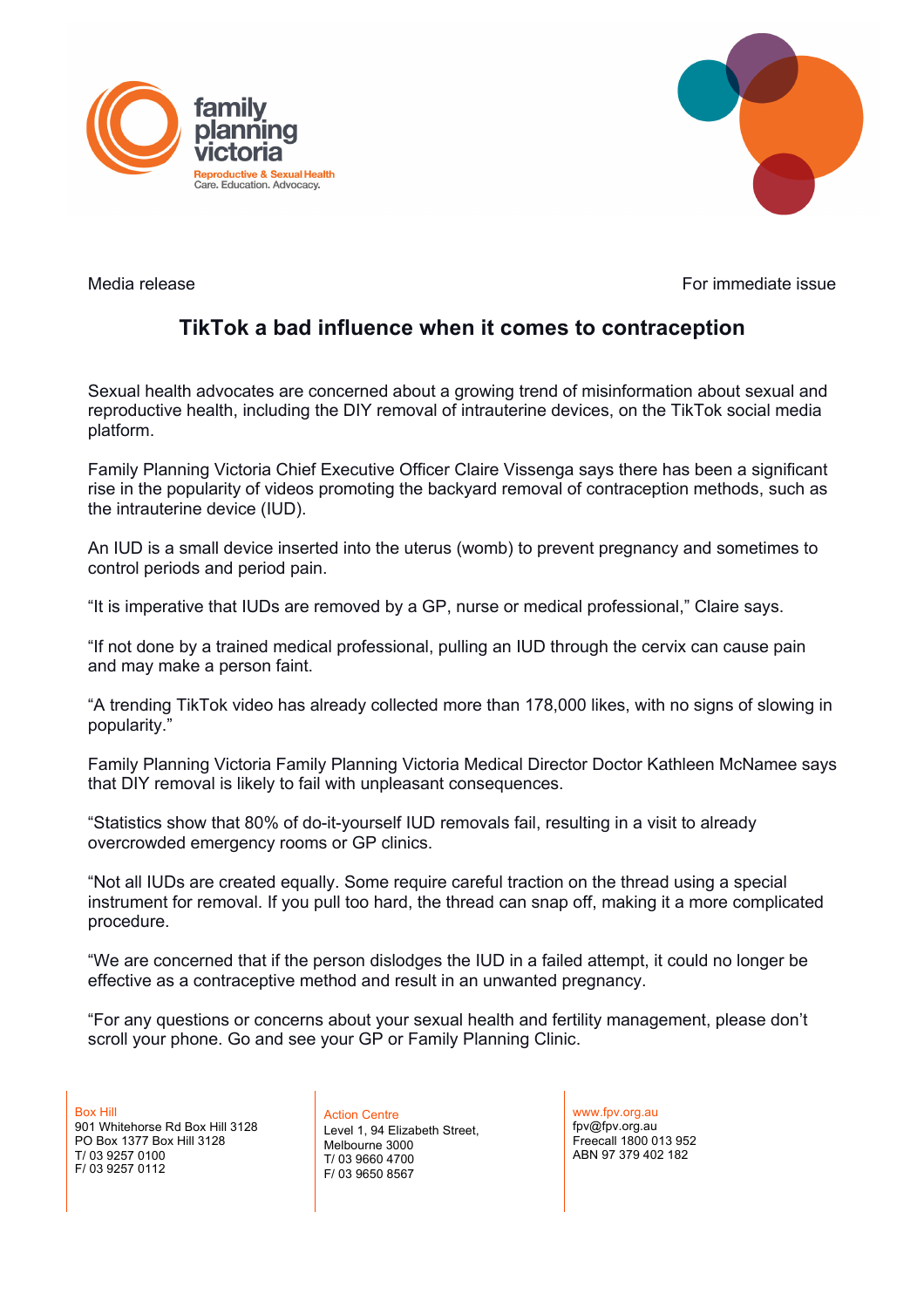family planning victoria

Reproductive & Sexual Health
Care. Education. Advocacy.

Media release

For immediate issue

# TikTok a bad influence when it comes to contraception

Sexual health advocates are concerned about a growing trend of misinformation about sexual and reproductive health, including the DIY removal of intrauterine devices, on the TikTok social media platform.

Family Planning Victoria Chief Executive Officer Claire Vissenga says there has been a significant rise in the popularity of videos promoting the backyard removal of contraception methods, such as the intrauterine device (IUD).

An IUD is a small device inserted into the uterus (womb) to prevent pregnancy and sometimes to control periods and period pain.

"It is imperative that IUDs are removed by a GP, nurse or medical professional," Claire says.

"If not done by a trained medical professional, pulling an IUD through the cervix can cause pain and may make a person faint.

"A trending TikTok video has already collected more than 178,000 likes, with no signs of slowing in popularity."

Family Planning Victoria Family Planning Victoria Medical Director Doctor Kathleen McNamee says that DIY removal is likely to fail with unpleasant consequences.

"Statistics show that 80% of do-it-yourself IUD removals fail, resulting in a visit to already overcrowded emergency rooms or GP clinics.

"Not all IUDs are created equally. Some require careful traction on the thread using a special instrument for removal. If you pull too hard, the thread can snap off, making it a more complicated procedure.

"We are concerned that if the person dislodges the IUD in a failed attempt, it could no longer be effective as a contraceptive method and result in an unwanted pregnancy.

"For any questions or concerns about your sexual health and fertility management, please don't scroll your phone. Go and see your GP or Family Planning Clinic.

Box Hill
901 Whitehorse Rd Box Hill 3128
PO Box 1377 Box Hill 3128
T/ 03 9257 0100
F/ 03 9257 0112

Action Centre
Level 1, 94 Elizabeth Street,
Melbourne 3000
T/ 03 9660 4700
F/ 03 9650 8567

www.fpv.org.au
fpv@fpv.org.au
Freecall 1800 013 952
ABN 97 379 402 182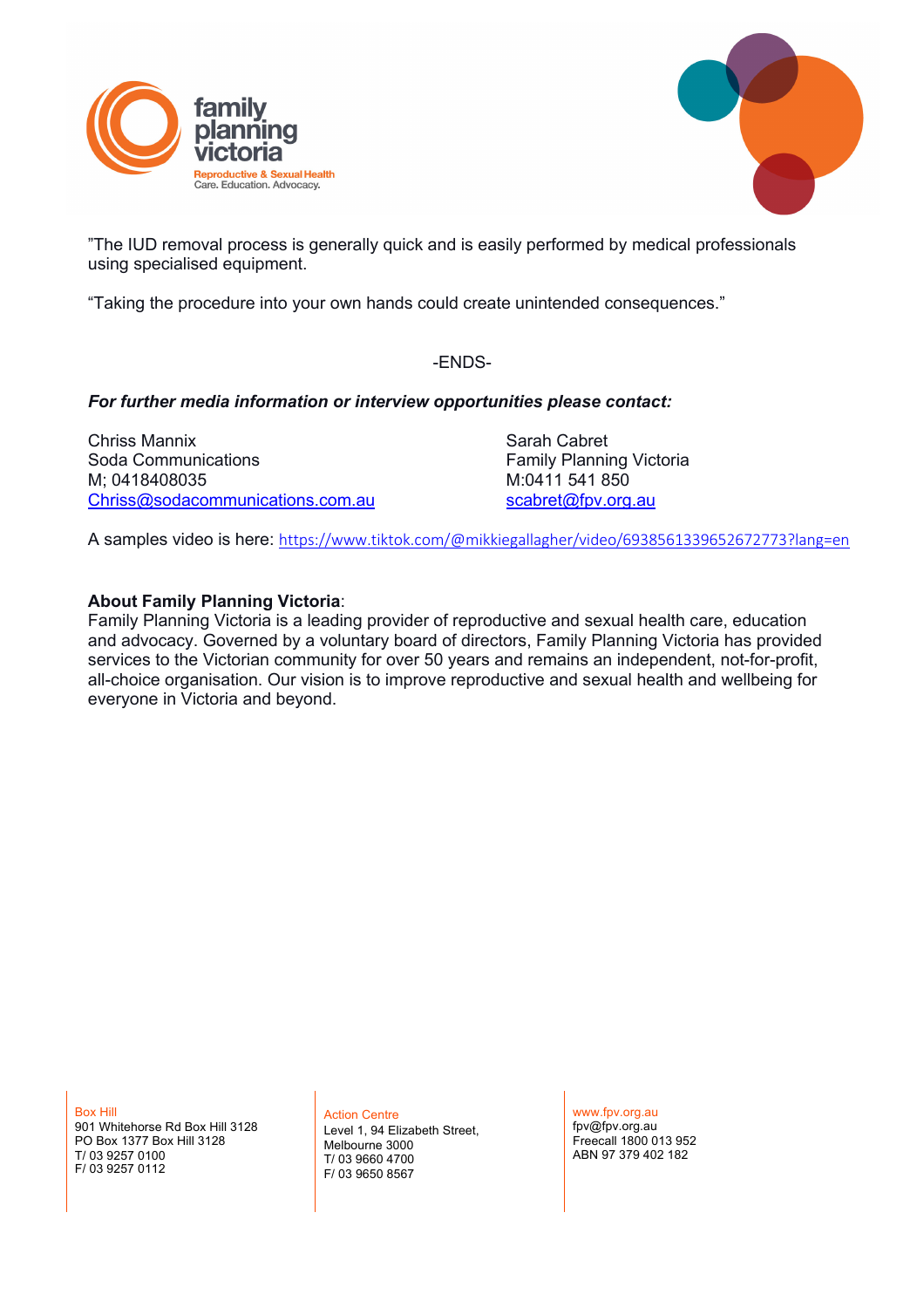"The IUD removal process is generally quick and is easily performed by medical professionals using specialised equipment.

"Taking the procedure into your own hands could create unintended consequences."

-ENDS-

***For further media information or interview opportunities please contact:***

Chriss Mannix
Soda Communications
M; 0418408035
Chriss@sodacommunications.com.au

Sarah Cabret
Family Planning Victoria
M:0411 541 850
scabret@fpv.org.au

A samples video is here: https://www.tiktok.com/@mikkiegallagher/video/6938561339652672773?lang=en

**About Family Planning Victoria**:
Family Planning Victoria is a leading provider of reproductive and sexual health care, education and advocacy. Governed by a voluntary board of directors, Family Planning Victoria has provided services to the Victorian community for over 50 years and remains an independent, not-for-profit, all-choice organisation. Our vision is to improve reproductive and sexual health and wellbeing for everyone in Victoria and beyond.